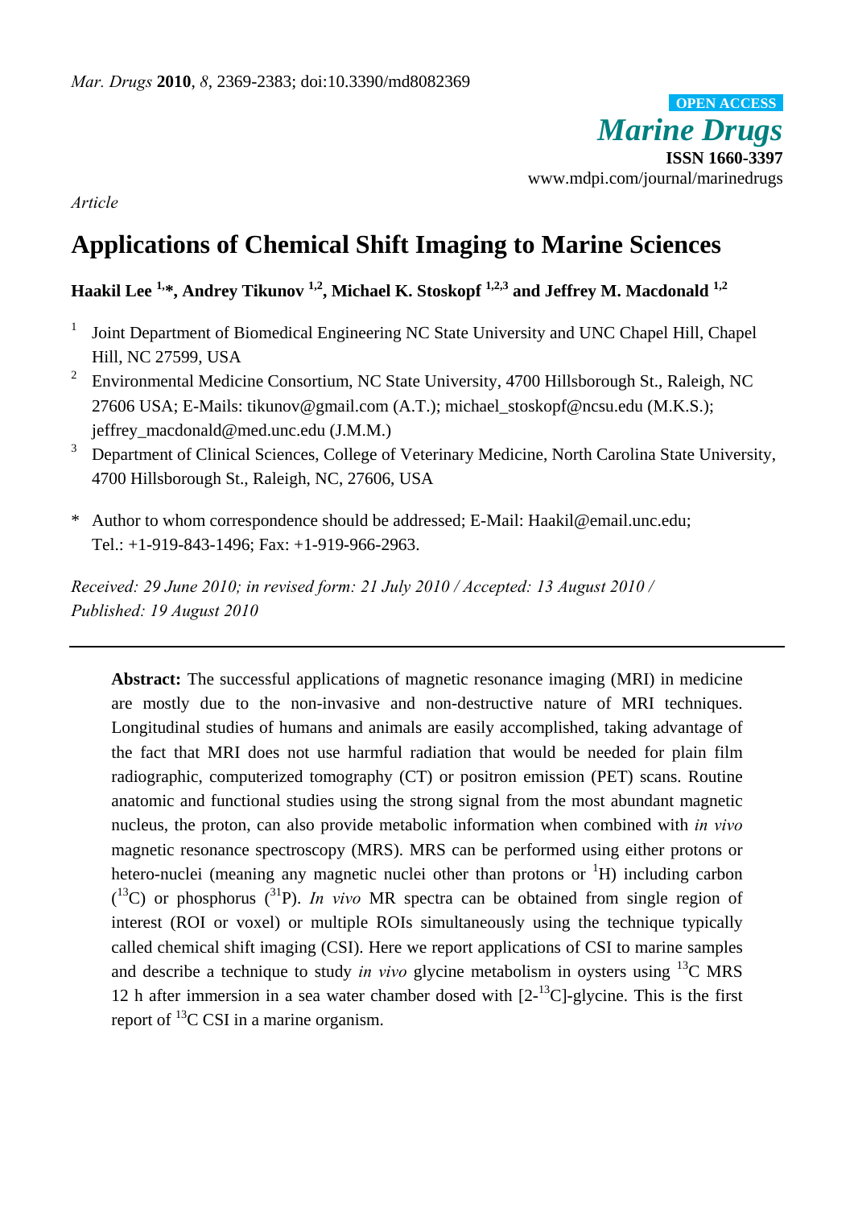*Article*

# Applications of Chemical Shift Imaging to Marine Sciences

**Haakil Lee [1,*], Andrey Tikunov [1,2], Michael K. Stoskopf [1,2,3] and Jeffrey M. Macdonald [1,2]**

[1] Joint Department of Biomedical Engineering NC State University and UNC Chapel Hill, Chapel Hill, NC 27599, USA

[2] Environmental Medicine Consortium, NC State University, 4700 Hillsborough St., Raleigh, NC 27606 USA; E-Mails: tikunov@gmail.com (A.T.); michael_stoskopf@ncsu.edu (M.K.S.); jeffrey_macdonald@med.unc.edu (J.M.M.)

[3] Department of Clinical Sciences, College of Veterinary Medicine, North Carolina State University, 4700 Hillsborough St., Raleigh, NC, 27606, USA

\* Author to whom correspondence should be addressed; E-Mail: Haakil@email.unc.edu; Tel.: +1-919-843-1496; Fax: +1-919-966-2963.

*Received: 29 June 2010; in revised form: 21 July 2010 / Accepted: 13 August 2010 / Published: 19 August 2010*

---

**Abstract:** The successful applications of magnetic resonance imaging (MRI) in medicine are mostly due to the non-invasive and non-destructive nature of MRI techniques. Longitudinal studies of humans and animals are easily accomplished, taking advantage of the fact that MRI does not use harmful radiation that would be needed for plain film radiographic, computerized tomography (CT) or positron emission (PET) scans. Routine anatomic and functional studies using the strong signal from the most abundant magnetic nucleus, the proton, can also provide metabolic information when combined with *in vivo* magnetic resonance spectroscopy (MRS). MRS can be performed using either protons or hetero-nuclei (meaning any magnetic nuclei other than protons or $^{1}$H) including carbon ($^{13}$C) or phosphorus ($^{31}$P). *In vivo* MR spectra can be obtained from single region of interest (ROI or voxel) or multiple ROIs simultaneously using the technique typically called chemical shift imaging (CSI). Here we report applications of CSI to marine samples and describe a technique to study *in vivo* glycine metabolism in oysters using $^{13}$C MRS 12 h after immersion in a sea water chamber dosed with [2-$^{13}$C]-glycine. This is the first report of $^{13}$C CSI in a marine organism.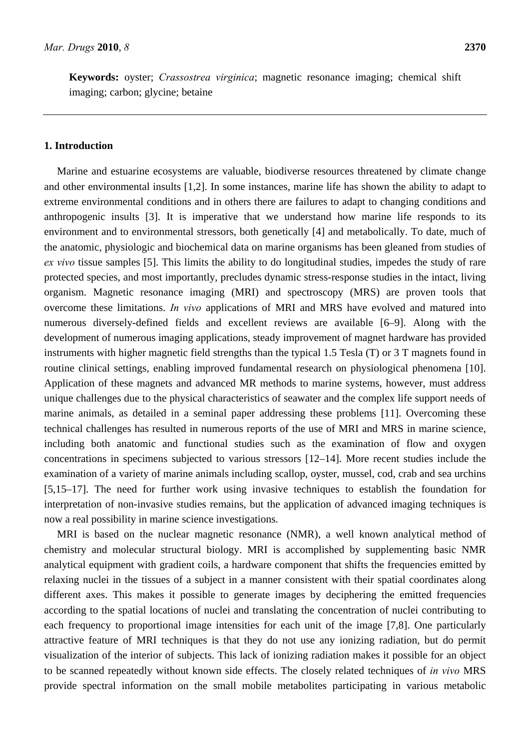**Keywords:** oyster; *Crassostrea virginica*; magnetic resonance imaging; chemical shift imaging; carbon; glycine; betaine

## 1. Introduction

Marine and estuarine ecosystems are valuable, biodiverse resources threatened by climate change and other environmental insults [1,2]. In some instances, marine life has shown the ability to adapt to extreme environmental conditions and in others there are failures to adapt to changing conditions and anthropogenic insults [3]. It is imperative that we understand how marine life responds to its environment and to environmental stressors, both genetically [4] and metabolically. To date, much of the anatomic, physiologic and biochemical data on marine organisms has been gleaned from studies of *ex vivo* tissue samples [5]. This limits the ability to do longitudinal studies, impedes the study of rare protected species, and most importantly, precludes dynamic stress-response studies in the intact, living organism. Magnetic resonance imaging (MRI) and spectroscopy (MRS) are proven tools that overcome these limitations. *In vivo* applications of MRI and MRS have evolved and matured into numerous diversely-defined fields and excellent reviews are available [6–9]. Along with the development of numerous imaging applications, steady improvement of magnet hardware has provided instruments with higher magnetic field strengths than the typical 1.5 Tesla (T) or 3 T magnets found in routine clinical settings, enabling improved fundamental research on physiological phenomena [10]. Application of these magnets and advanced MR methods to marine systems, however, must address unique challenges due to the physical characteristics of seawater and the complex life support needs of marine animals, as detailed in a seminal paper addressing these problems [11]. Overcoming these technical challenges has resulted in numerous reports of the use of MRI and MRS in marine science, including both anatomic and functional studies such as the examination of flow and oxygen concentrations in specimens subjected to various stressors [12–14]. More recent studies include the examination of a variety of marine animals including scallop, oyster, mussel, cod, crab and sea urchins [5,15–17]. The need for further work using invasive techniques to establish the foundation for interpretation of non-invasive studies remains, but the application of advanced imaging techniques is now a real possibility in marine science investigations.

MRI is based on the nuclear magnetic resonance (NMR), a well known analytical method of chemistry and molecular structural biology. MRI is accomplished by supplementing basic NMR analytical equipment with gradient coils, a hardware component that shifts the frequencies emitted by relaxing nuclei in the tissues of a subject in a manner consistent with their spatial coordinates along different axes. This makes it possible to generate images by deciphering the emitted frequencies according to the spatial locations of nuclei and translating the concentration of nuclei contributing to each frequency to proportional image intensities for each unit of the image [7,8]. One particularly attractive feature of MRI techniques is that they do not use any ionizing radiation, but do permit visualization of the interior of subjects. This lack of ionizing radiation makes it possible for an object to be scanned repeatedly without known side effects. The closely related techniques of *in vivo* MRS provide spectral information on the small mobile metabolites participating in various metabolic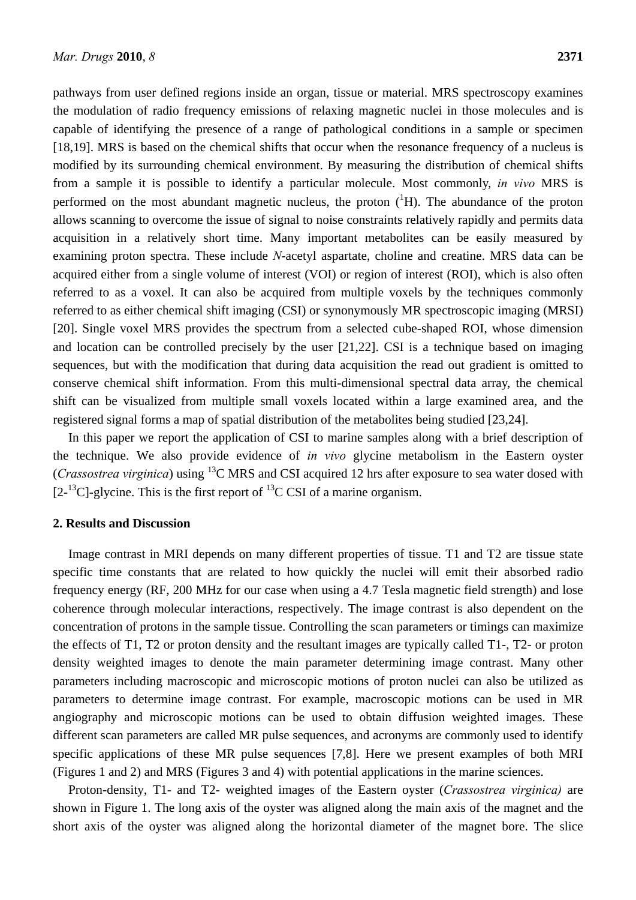pathways from user defined regions inside an organ, tissue or material. MRS spectroscopy examines the modulation of radio frequency emissions of relaxing magnetic nuclei in those molecules and is capable of identifying the presence of a range of pathological conditions in a sample or specimen [18,19]. MRS is based on the chemical shifts that occur when the resonance frequency of a nucleus is modified by its surrounding chemical environment. By measuring the distribution of chemical shifts from a sample it is possible to identify a particular molecule. Most commonly, *in vivo* MRS is performed on the most abundant magnetic nucleus, the proton ($^{1}$H). The abundance of the proton allows scanning to overcome the issue of signal to noise constraints relatively rapidly and permits data acquisition in a relatively short time. Many important metabolites can be easily measured by examining proton spectra. These include *N*-acetyl aspartate, choline and creatine. MRS data can be acquired either from a single volume of interest (VOI) or region of interest (ROI), which is also often referred to as a voxel. It can also be acquired from multiple voxels by the techniques commonly referred to as either chemical shift imaging (CSI) or synonymously MR spectroscopic imaging (MRSI) [20]. Single voxel MRS provides the spectrum from a selected cube-shaped ROI, whose dimension and location can be controlled precisely by the user [21,22]. CSI is a technique based on imaging sequences, but with the modification that during data acquisition the read out gradient is omitted to conserve chemical shift information. From this multi-dimensional spectral data array, the chemical shift can be visualized from multiple small voxels located within a large examined area, and the registered signal forms a map of spatial distribution of the metabolites being studied [23,24].

In this paper we report the application of CSI to marine samples along with a brief description of the technique. We also provide evidence of *in vivo* glycine metabolism in the Eastern oyster (*Crassostrea virginica*) using $^{13}$C MRS and CSI acquired 12 hrs after exposure to sea water dosed with [2-$^{13}$C]-glycine. This is the first report of $^{13}$C CSI of a marine organism.

## 2. Results and Discussion

Image contrast in MRI depends on many different properties of tissue. T1 and T2 are tissue state specific time constants that are related to how quickly the nuclei will emit their absorbed radio frequency energy (RF, 200 MHz for our case when using a 4.7 Tesla magnetic field strength) and lose coherence through molecular interactions, respectively. The image contrast is also dependent on the concentration of protons in the sample tissue. Controlling the scan parameters or timings can maximize the effects of T1, T2 or proton density and the resultant images are typically called T1-, T2- or proton density weighted images to denote the main parameter determining image contrast. Many other parameters including macroscopic and microscopic motions of proton nuclei can also be utilized as parameters to determine image contrast. For example, macroscopic motions can be used in MR angiography and microscopic motions can be used to obtain diffusion weighted images. These different scan parameters are called MR pulse sequences, and acronyms are commonly used to identify specific applications of these MR pulse sequences [7,8]. Here we present examples of both MRI (Figures 1 and 2) and MRS (Figures 3 and 4) with potential applications in the marine sciences.

Proton-density, T1- and T2- weighted images of the Eastern oyster (*Crassostrea virginica)* are shown in Figure 1. The long axis of the oyster was aligned along the main axis of the magnet and the short axis of the oyster was aligned along the horizontal diameter of the magnet bore. The slice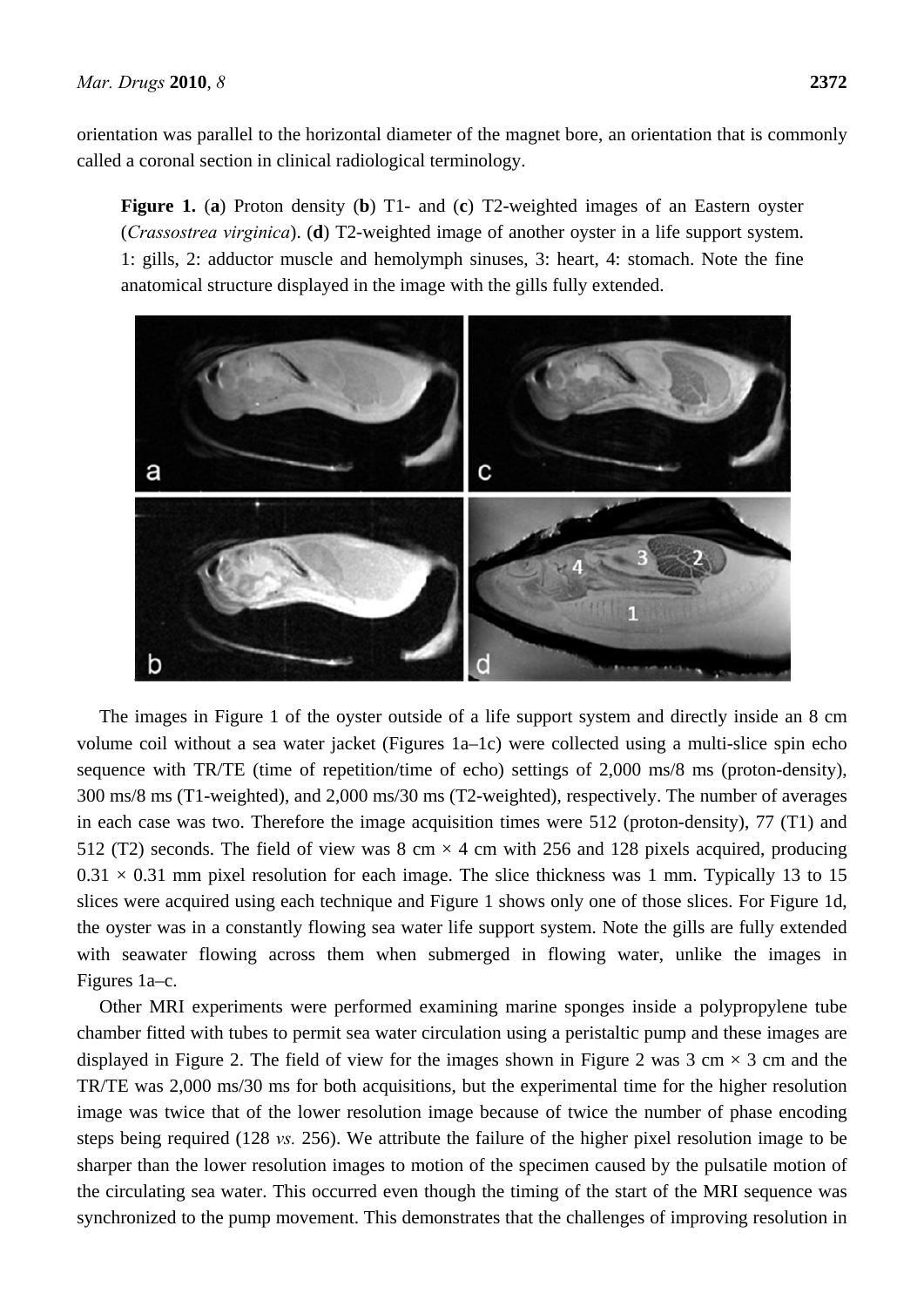orientation was parallel to the horizontal diameter of the magnet bore, an orientation that is commonly called a coronal section in clinical radiological terminology.

**Figure 1.** (**a**) Proton density (**b**) T1- and (**c**) T2-weighted images of an Eastern oyster (*Crassostrea virginica*). (**d**) T2-weighted image of another oyster in a life support system. 1: gills, 2: adductor muscle and hemolymph sinuses, 3: heart, 4: stomach. Note the fine anatomical structure displayed in the image with the gills fully extended.

The images in Figure 1 of the oyster outside of a life support system and directly inside an 8 cm volume coil without a sea water jacket (Figures 1a–1c) were collected using a multi-slice spin echo sequence with TR/TE (time of repetition/time of echo) settings of 2,000 ms/8 ms (proton-density), 300 ms/8 ms (T1-weighted), and 2,000 ms/30 ms (T2-weighted), respectively. The number of averages in each case was two. Therefore the image acquisition times were 512 (proton-density), 77 (T1) and 512 (T2) seconds. The field of view was 8 cm × 4 cm with 256 and 128 pixels acquired, producing 0.31 × 0.31 mm pixel resolution for each image. The slice thickness was 1 mm. Typically 13 to 15 slices were acquired using each technique and Figure 1 shows only one of those slices. For Figure 1d, the oyster was in a constantly flowing sea water life support system. Note the gills are fully extended with seawater flowing across them when submerged in flowing water, unlike the images in Figures 1a–c.

Other MRI experiments were performed examining marine sponges inside a polypropylene tube chamber fitted with tubes to permit sea water circulation using a peristaltic pump and these images are displayed in Figure 2. The field of view for the images shown in Figure 2 was 3 cm × 3 cm and the TR/TE was 2,000 ms/30 ms for both acquisitions, but the experimental time for the higher resolution image was twice that of the lower resolution image because of twice the number of phase encoding steps being required (128 *vs.* 256). We attribute the failure of the higher pixel resolution image to be sharper than the lower resolution images to motion of the specimen caused by the pulsatile motion of the circulating sea water. This occurred even though the timing of the start of the MRI sequence was synchronized to the pump movement. This demonstrates that the challenges of improving resolution in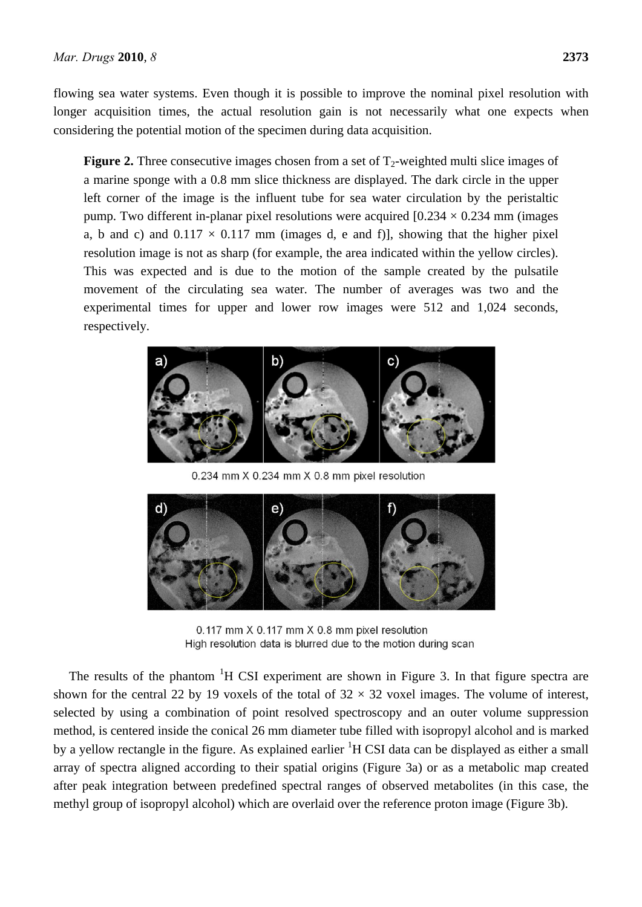flowing sea water systems. Even though it is possible to improve the nominal pixel resolution with longer acquisition times, the actual resolution gain is not necessarily what one expects when considering the potential motion of the specimen during data acquisition.

**Figure 2.** Three consecutive images chosen from a set of $T_2$-weighted multi slice images of a marine sponge with a 0.8 mm slice thickness are displayed. The dark circle in the upper left corner of the image is the influent tube for sea water circulation by the peristaltic pump. Two different in-planar pixel resolutions were acquired [0.234 × 0.234 mm (images a, b and c) and 0.117 × 0.117 mm (images d, e and f)], showing that the higher pixel resolution image is not as sharp (for example, the area indicated within the yellow circles). This was expected and is due to the motion of the sample created by the pulsatile movement of the circulating sea water. The number of averages was two and the experimental times for upper and lower row images were 512 and 1,024 seconds, respectively.

0.234 mm X 0.234 mm X 0.8 mm pixel resolution

0.117 mm X 0.117 mm X 0.8 mm pixel resolution
High resolution data is blurred due to the motion during scan

The results of the phantom $^1$H CSI experiment are shown in Figure 3. In that figure spectra are shown for the central 22 by 19 voxels of the total of 32 × 32 voxel images. The volume of interest, selected by using a combination of point resolved spectroscopy and an outer volume suppression method, is centered inside the conical 26 mm diameter tube filled with isopropyl alcohol and is marked by a yellow rectangle in the figure. As explained earlier $^1$H CSI data can be displayed as either a small array of spectra aligned according to their spatial origins (Figure 3a) or as a metabolic map created after peak integration between predefined spectral ranges of observed metabolites (in this case, the methyl group of isopropyl alcohol) which are overlaid over the reference proton image (Figure 3b).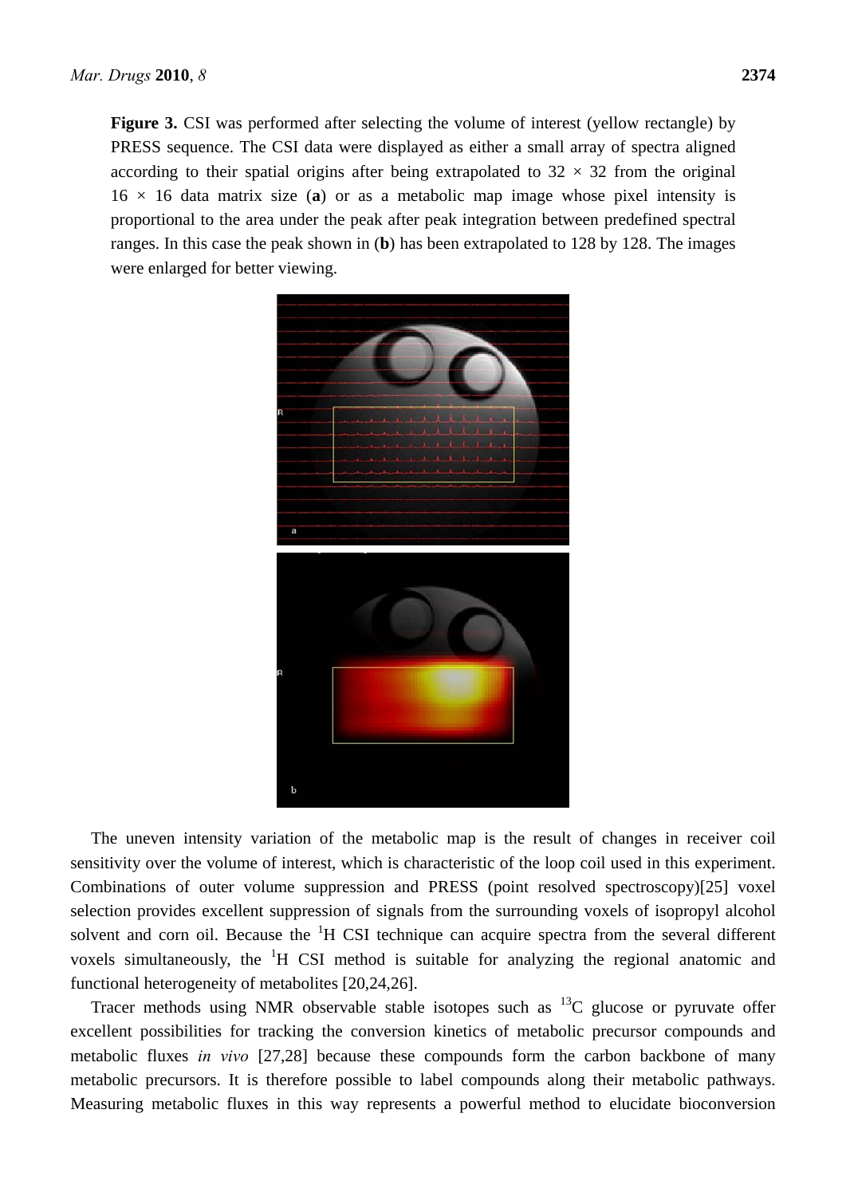**Figure 3.** CSI was performed after selecting the volume of interest (yellow rectangle) by PRESS sequence. The CSI data were displayed as either a small array of spectra aligned according to their spatial origins after being extrapolated to 32 × 32 from the original 16 × 16 data matrix size (**a**) or as a metabolic map image whose pixel intensity is proportional to the area under the peak after peak integration between predefined spectral ranges. In this case the peak shown in (**b**) has been extrapolated to 128 by 128. The images were enlarged for better viewing.

The uneven intensity variation of the metabolic map is the result of changes in receiver coil sensitivity over the volume of interest, which is characteristic of the loop coil used in this experiment. Combinations of outer volume suppression and PRESS (point resolved spectroscopy)[25] voxel selection provides excellent suppression of signals from the surrounding voxels of isopropyl alcohol solvent and corn oil. Because the $^{1}$H CSI technique can acquire spectra from the several different voxels simultaneously, the $^{1}$H CSI method is suitable for analyzing the regional anatomic and functional heterogeneity of metabolites [20,24,26].

Tracer methods using NMR observable stable isotopes such as $^{13}$C glucose or pyruvate offer excellent possibilities for tracking the conversion kinetics of metabolic precursor compounds and metabolic fluxes *in vivo* [27,28] because these compounds form the carbon backbone of many metabolic precursors. It is therefore possible to label compounds along their metabolic pathways. Measuring metabolic fluxes in this way represents a powerful method to elucidate bioconversion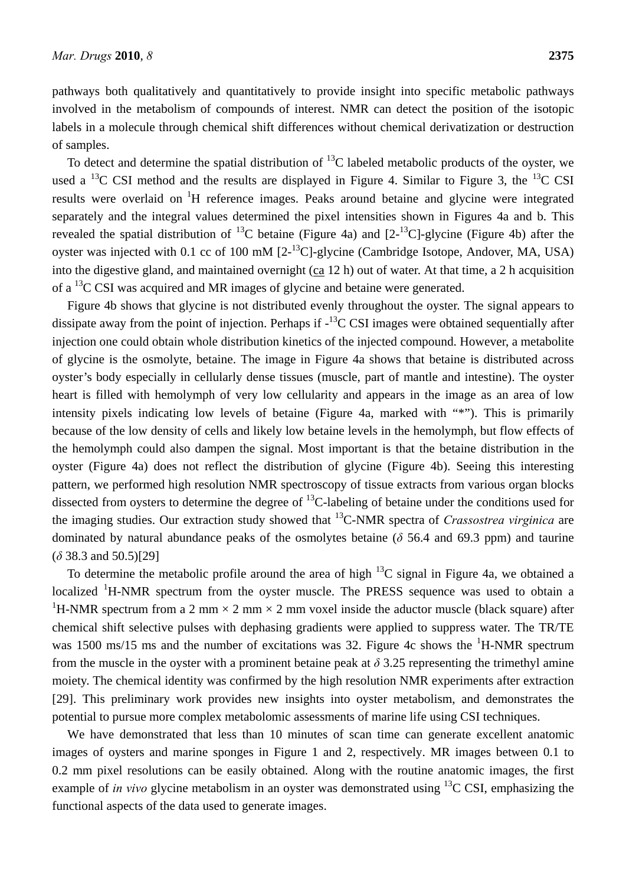pathways both qualitatively and quantitatively to provide insight into specific metabolic pathways involved in the metabolism of compounds of interest. NMR can detect the position of the isotopic labels in a molecule through chemical shift differences without chemical derivatization or destruction of samples.

To detect and determine the spatial distribution of $^{13}C$ labeled metabolic products of the oyster, we used a $^{13}C$ CSI method and the results are displayed in Figure 4. Similar to Figure 3, the $^{13}C$ CSI results were overlaid on $^{1}H$ reference images. Peaks around betaine and glycine were integrated separately and the integral values determined the pixel intensities shown in Figures 4a and b. This revealed the spatial distribution of $^{13}C$ betaine (Figure 4a) and [2-$^{13}C$]-glycine (Figure 4b) after the oyster was injected with 0.1 cc of 100 mM [2-$^{13}C$]-glycine (Cambridge Isotope, Andover, MA, USA) into the digestive gland, and maintained overnight (ca 12 h) out of water. At that time, a 2 h acquisition of a $^{13}C$ CSI was acquired and MR images of glycine and betaine were generated.

Figure 4b shows that glycine is not distributed evenly throughout the oyster. The signal appears to dissipate away from the point of injection. Perhaps if -$^{13}C$ CSI images were obtained sequentially after injection one could obtain whole distribution kinetics of the injected compound. However, a metabolite of glycine is the osmolyte, betaine. The image in Figure 4a shows that betaine is distributed across oyster's body especially in cellularly dense tissues (muscle, part of mantle and intestine). The oyster heart is filled with hemolymph of very low cellularity and appears in the image as an area of low intensity pixels indicating low levels of betaine (Figure 4a, marked with "*"). This is primarily because of the low density of cells and likely low betaine levels in the hemolymph, but flow effects of the hemolymph could also dampen the signal. Most important is that the betaine distribution in the oyster (Figure 4a) does not reflect the distribution of glycine (Figure 4b). Seeing this interesting pattern, we performed high resolution NMR spectroscopy of tissue extracts from various organ blocks dissected from oysters to determine the degree of $^{13}C$-labeling of betaine under the conditions used for the imaging studies. Our extraction study showed that $^{13}C$-NMR spectra of *Crassostrea virginica* are dominated by natural abundance peaks of the osmolytes betaine ($\delta$ 56.4 and 69.3 ppm) and taurine ($\delta$ 38.3 and 50.5)[29]

To determine the metabolic profile around the area of high $^{13}C$ signal in Figure 4a, we obtained a localized $^{1}H$-NMR spectrum from the oyster muscle. The PRESS sequence was used to obtain a $^{1}H$-NMR spectrum from a 2 mm × 2 mm × 2 mm voxel inside the aductor muscle (black square) after chemical shift selective pulses with dephasing gradients were applied to suppress water. The TR/TE was 1500 ms/15 ms and the number of excitations was 32. Figure 4c shows the $^{1}H$-NMR spectrum from the muscle in the oyster with a prominent betaine peak at $\delta$ 3.25 representing the trimethyl amine moiety. The chemical identity was confirmed by the high resolution NMR experiments after extraction [29]. This preliminary work provides new insights into oyster metabolism, and demonstrates the potential to pursue more complex metabolomic assessments of marine life using CSI techniques.

We have demonstrated that less than 10 minutes of scan time can generate excellent anatomic images of oysters and marine sponges in Figure 1 and 2, respectively. MR images between 0.1 to 0.2 mm pixel resolutions can be easily obtained. Along with the routine anatomic images, the first example of *in vivo* glycine metabolism in an oyster was demonstrated using $^{13}C$ CSI, emphasizing the functional aspects of the data used to generate images.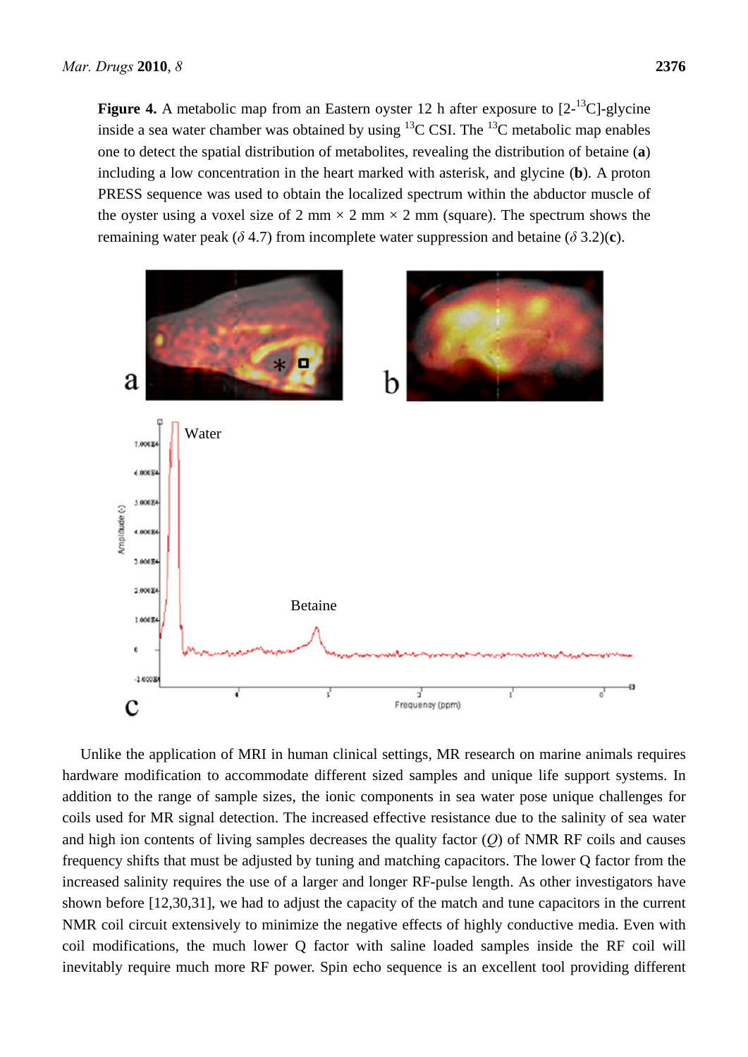**Figure 4.** A metabolic map from an Eastern oyster 12 h after exposure to [2-$^{13}$C]-glycine inside a sea water chamber was obtained by using $^{13}$C CSI. The $^{13}$C metabolic map enables one to detect the spatial distribution of metabolites, revealing the distribution of betaine (**a**) including a low concentration in the heart marked with asterisk, and glycine (**b**). A proton PRESS sequence was used to obtain the localized spectrum within the abductor muscle of the oyster using a voxel size of 2 mm × 2 mm × 2 mm (square). The spectrum shows the remaining water peak ($\delta$ 4.7) from incomplete water suppression and betaine ($\delta$ 3.2)(**c**).

Unlike the application of MRI in human clinical settings, MR research on marine animals requires hardware modification to accommodate different sized samples and unique life support systems. In addition to the range of sample sizes, the ionic components in sea water pose unique challenges for coils used for MR signal detection. The increased effective resistance due to the salinity of sea water and high ion contents of living samples decreases the quality factor ($Q$) of NMR RF coils and causes frequency shifts that must be adjusted by tuning and matching capacitors. The lower Q factor from the increased salinity requires the use of a larger and longer RF-pulse length. As other investigators have shown before [12,30,31], we had to adjust the capacity of the match and tune capacitors in the current NMR coil circuit extensively to minimize the negative effects of highly conductive media. Even with coil modifications, the much lower Q factor with saline loaded samples inside the RF coil will inevitably require much more RF power. Spin echo sequence is an excellent tool providing different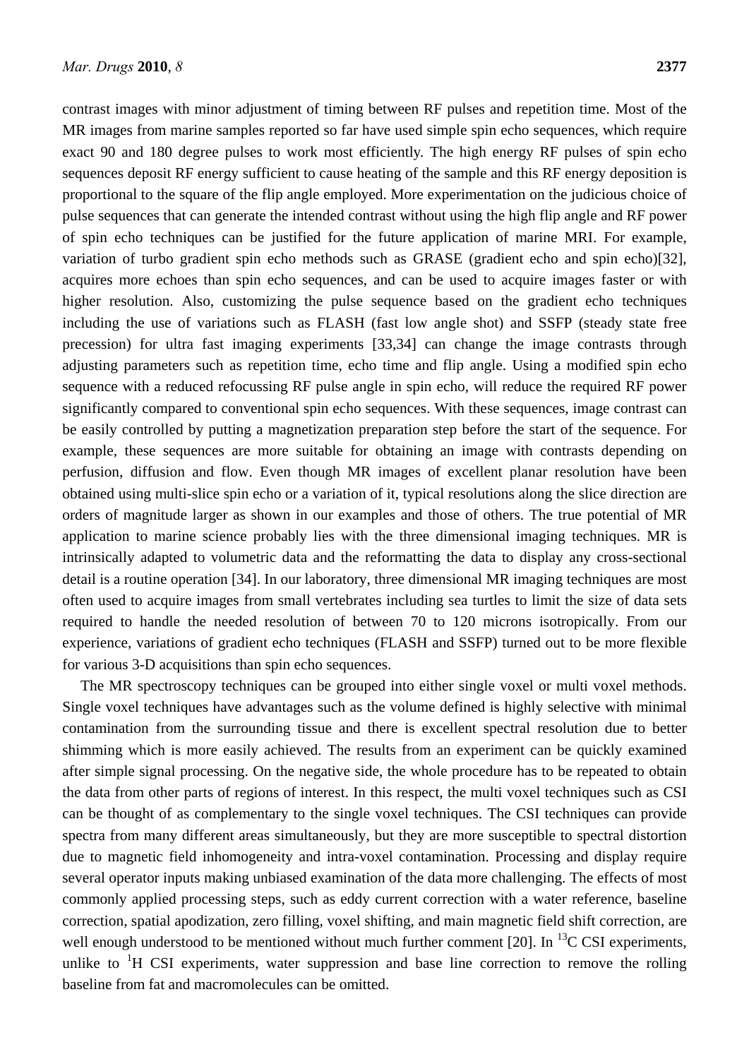contrast images with minor adjustment of timing between RF pulses and repetition time. Most of the MR images from marine samples reported so far have used simple spin echo sequences, which require exact 90 and 180 degree pulses to work most efficiently. The high energy RF pulses of spin echo sequences deposit RF energy sufficient to cause heating of the sample and this RF energy deposition is proportional to the square of the flip angle employed. More experimentation on the judicious choice of pulse sequences that can generate the intended contrast without using the high flip angle and RF power of spin echo techniques can be justified for the future application of marine MRI. For example, variation of turbo gradient spin echo methods such as GRASE (gradient echo and spin echo)[32], acquires more echoes than spin echo sequences, and can be used to acquire images faster or with higher resolution. Also, customizing the pulse sequence based on the gradient echo techniques including the use of variations such as FLASH (fast low angle shot) and SSFP (steady state free precession) for ultra fast imaging experiments [33,34] can change the image contrasts through adjusting parameters such as repetition time, echo time and flip angle. Using a modified spin echo sequence with a reduced refocussing RF pulse angle in spin echo, will reduce the required RF power significantly compared to conventional spin echo sequences. With these sequences, image contrast can be easily controlled by putting a magnetization preparation step before the start of the sequence. For example, these sequences are more suitable for obtaining an image with contrasts depending on perfusion, diffusion and flow. Even though MR images of excellent planar resolution have been obtained using multi-slice spin echo or a variation of it, typical resolutions along the slice direction are orders of magnitude larger as shown in our examples and those of others. The true potential of MR application to marine science probably lies with the three dimensional imaging techniques. MR is intrinsically adapted to volumetric data and the reformatting the data to display any cross-sectional detail is a routine operation [34]. In our laboratory, three dimensional MR imaging techniques are most often used to acquire images from small vertebrates including sea turtles to limit the size of data sets required to handle the needed resolution of between 70 to 120 microns isotropically. From our experience, variations of gradient echo techniques (FLASH and SSFP) turned out to be more flexible for various 3-D acquisitions than spin echo sequences.

The MR spectroscopy techniques can be grouped into either single voxel or multi voxel methods. Single voxel techniques have advantages such as the volume defined is highly selective with minimal contamination from the surrounding tissue and there is excellent spectral resolution due to better shimming which is more easily achieved. The results from an experiment can be quickly examined after simple signal processing. On the negative side, the whole procedure has to be repeated to obtain the data from other parts of regions of interest. In this respect, the multi voxel techniques such as CSI can be thought of as complementary to the single voxel techniques. The CSI techniques can provide spectra from many different areas simultaneously, but they are more susceptible to spectral distortion due to magnetic field inhomogeneity and intra-voxel contamination. Processing and display require several operator inputs making unbiased examination of the data more challenging. The effects of most commonly applied processing steps, such as eddy current correction with a water reference, baseline correction, spatial apodization, zero filling, voxel shifting, and main magnetic field shift correction, are well enough understood to be mentioned without much further comment [20]. In $^{13}$C CSI experiments, unlike to $^{1}$H CSI experiments, water suppression and base line correction to remove the rolling baseline from fat and macromolecules can be omitted.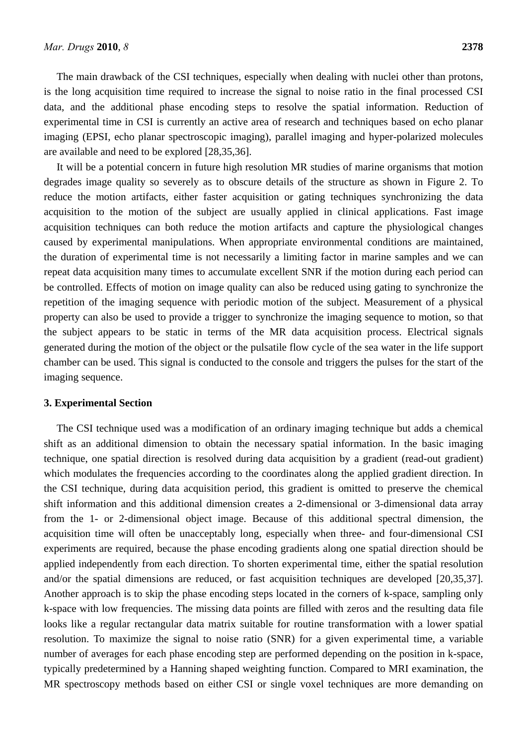The main drawback of the CSI techniques, especially when dealing with nuclei other than protons, is the long acquisition time required to increase the signal to noise ratio in the final processed CSI data, and the additional phase encoding steps to resolve the spatial information. Reduction of experimental time in CSI is currently an active area of research and techniques based on echo planar imaging (EPSI, echo planar spectroscopic imaging), parallel imaging and hyper-polarized molecules are available and need to be explored [28,35,36].

It will be a potential concern in future high resolution MR studies of marine organisms that motion degrades image quality so severely as to obscure details of the structure as shown in Figure 2. To reduce the motion artifacts, either faster acquisition or gating techniques synchronizing the data acquisition to the motion of the subject are usually applied in clinical applications. Fast image acquisition techniques can both reduce the motion artifacts and capture the physiological changes caused by experimental manipulations. When appropriate environmental conditions are maintained, the duration of experimental time is not necessarily a limiting factor in marine samples and we can repeat data acquisition many times to accumulate excellent SNR if the motion during each period can be controlled. Effects of motion on image quality can also be reduced using gating to synchronize the repetition of the imaging sequence with periodic motion of the subject. Measurement of a physical property can also be used to provide a trigger to synchronize the imaging sequence to motion, so that the subject appears to be static in terms of the MR data acquisition process. Electrical signals generated during the motion of the object or the pulsatile flow cycle of the sea water in the life support chamber can be used. This signal is conducted to the console and triggers the pulses for the start of the imaging sequence.

## 3. Experimental Section

The CSI technique used was a modification of an ordinary imaging technique but adds a chemical shift as an additional dimension to obtain the necessary spatial information. In the basic imaging technique, one spatial direction is resolved during data acquisition by a gradient (read-out gradient) which modulates the frequencies according to the coordinates along the applied gradient direction. In the CSI technique, during data acquisition period, this gradient is omitted to preserve the chemical shift information and this additional dimension creates a 2-dimensional or 3-dimensional data array from the 1- or 2-dimensional object image. Because of this additional spectral dimension, the acquisition time will often be unacceptably long, especially when three- and four-dimensional CSI experiments are required, because the phase encoding gradients along one spatial direction should be applied independently from each direction. To shorten experimental time, either the spatial resolution and/or the spatial dimensions are reduced, or fast acquisition techniques are developed [20,35,37]. Another approach is to skip the phase encoding steps located in the corners of k-space, sampling only k-space with low frequencies. The missing data points are filled with zeros and the resulting data file looks like a regular rectangular data matrix suitable for routine transformation with a lower spatial resolution. To maximize the signal to noise ratio (SNR) for a given experimental time, a variable number of averages for each phase encoding step are performed depending on the position in k-space, typically predetermined by a Hanning shaped weighting function. Compared to MRI examination, the MR spectroscopy methods based on either CSI or single voxel techniques are more demanding on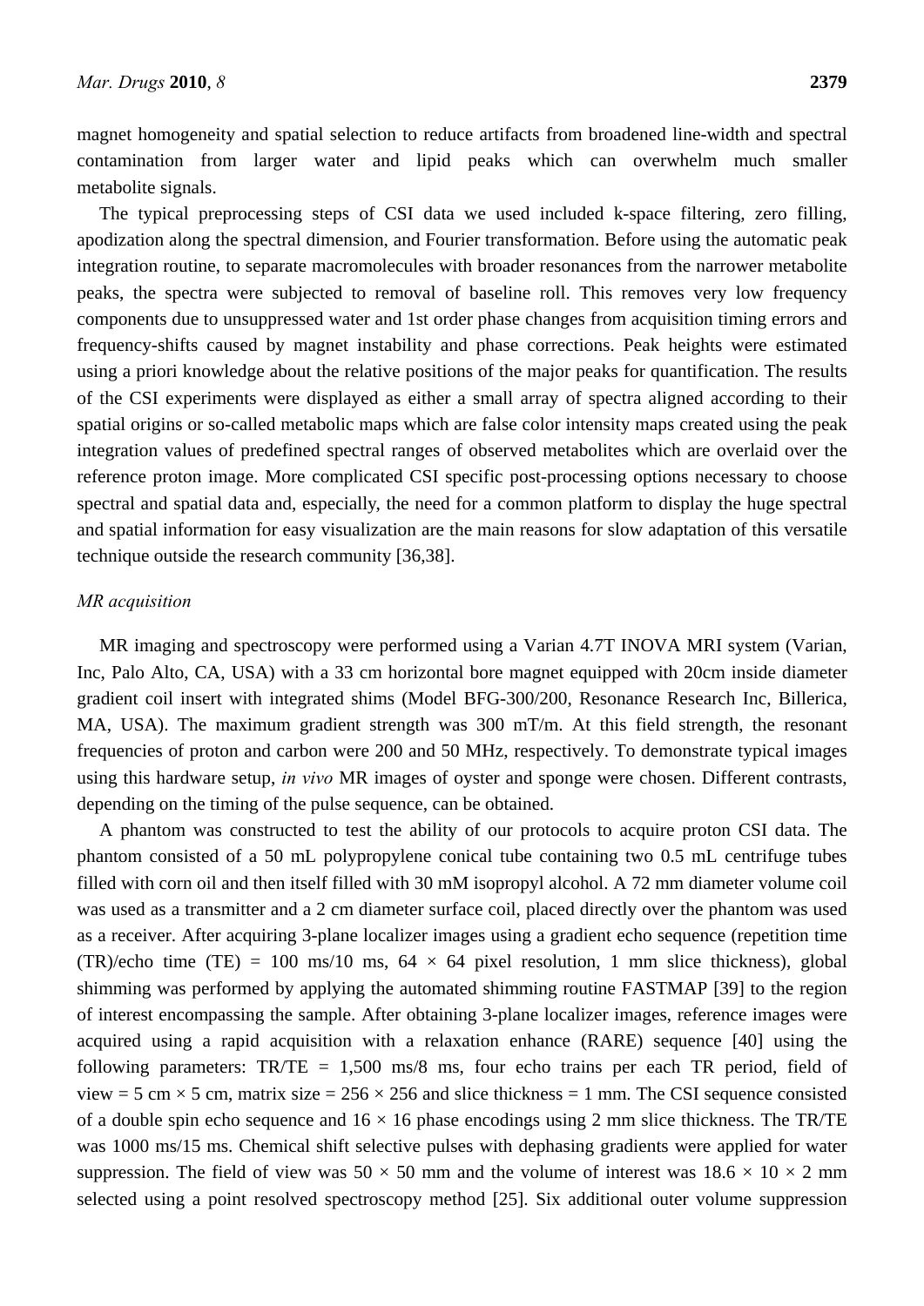magnet homogeneity and spatial selection to reduce artifacts from broadened line-width and spectral contamination from larger water and lipid peaks which can overwhelm much smaller metabolite signals.

The typical preprocessing steps of CSI data we used included k-space filtering, zero filling, apodization along the spectral dimension, and Fourier transformation. Before using the automatic peak integration routine, to separate macromolecules with broader resonances from the narrower metabolite peaks, the spectra were subjected to removal of baseline roll. This removes very low frequency components due to unsuppressed water and 1st order phase changes from acquisition timing errors and frequency-shifts caused by magnet instability and phase corrections. Peak heights were estimated using a priori knowledge about the relative positions of the major peaks for quantification. The results of the CSI experiments were displayed as either a small array of spectra aligned according to their spatial origins or so-called metabolic maps which are false color intensity maps created using the peak integration values of predefined spectral ranges of observed metabolites which are overlaid over the reference proton image. More complicated CSI specific post-processing options necessary to choose spectral and spatial data and, especially, the need for a common platform to display the huge spectral and spatial information for easy visualization are the main reasons for slow adaptation of this versatile technique outside the research community [36,38].

*MR acquisition*

MR imaging and spectroscopy were performed using a Varian 4.7T INOVA MRI system (Varian, Inc, Palo Alto, CA, USA) with a 33 cm horizontal bore magnet equipped with 20cm inside diameter gradient coil insert with integrated shims (Model BFG-300/200, Resonance Research Inc, Billerica, MA, USA). The maximum gradient strength was 300 mT/m. At this field strength, the resonant frequencies of proton and carbon were 200 and 50 MHz, respectively. To demonstrate typical images using this hardware setup, *in vivo* MR images of oyster and sponge were chosen. Different contrasts, depending on the timing of the pulse sequence, can be obtained.

A phantom was constructed to test the ability of our protocols to acquire proton CSI data. The phantom consisted of a 50 mL polypropylene conical tube containing two 0.5 mL centrifuge tubes filled with corn oil and then itself filled with 30 mM isopropyl alcohol. A 72 mm diameter volume coil was used as a transmitter and a 2 cm diameter surface coil, placed directly over the phantom was used as a receiver. After acquiring 3-plane localizer images using a gradient echo sequence (repetition time (TR)/echo time (TE) = 100 ms/10 ms, $64 \times 64$ pixel resolution, 1 mm slice thickness), global shimming was performed by applying the automated shimming routine FASTMAP [39] to the region of interest encompassing the sample. After obtaining 3-plane localizer images, reference images were acquired using a rapid acquisition with a relaxation enhance (RARE) sequence [40] using the following parameters: TR/TE = 1,500 ms/8 ms, four echo trains per each TR period, field of view = 5 cm $\times$ 5 cm, matrix size = $256 \times 256$ and slice thickness = 1 mm. The CSI sequence consisted of a double spin echo sequence and $16 \times 16$ phase encodings using 2 mm slice thickness. The TR/TE was 1000 ms/15 ms. Chemical shift selective pulses with dephasing gradients were applied for water suppression. The field of view was $50 \times 50$ mm and the volume of interest was $18.6 \times 10 \times 2$ mm selected using a point resolved spectroscopy method [25]. Six additional outer volume suppression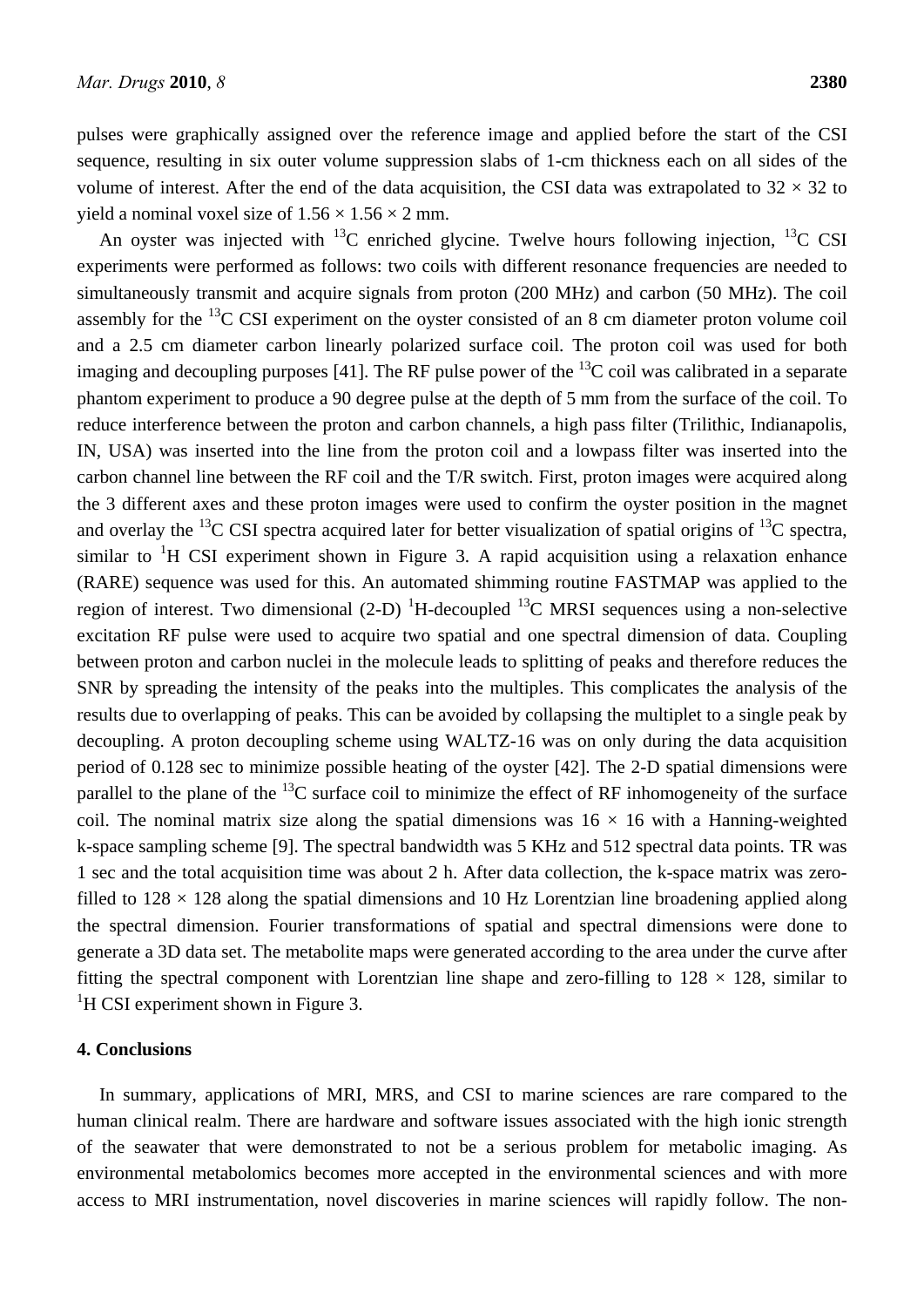pulses were graphically assigned over the reference image and applied before the start of the CSI sequence, resulting in six outer volume suppression slabs of 1-cm thickness each on all sides of the volume of interest. After the end of the data acquisition, the CSI data was extrapolated to $32 \times 32$ to yield a nominal voxel size of $1.56 \times 1.56 \times 2$ mm.

An oyster was injected with $^{13}$C enriched glycine. Twelve hours following injection, $^{13}$C CSI experiments were performed as follows: two coils with different resonance frequencies are needed to simultaneously transmit and acquire signals from proton (200 MHz) and carbon (50 MHz). The coil assembly for the $^{13}$C CSI experiment on the oyster consisted of an 8 cm diameter proton volume coil and a 2.5 cm diameter carbon linearly polarized surface coil. The proton coil was used for both imaging and decoupling purposes [41]. The RF pulse power of the $^{13}$C coil was calibrated in a separate phantom experiment to produce a 90 degree pulse at the depth of 5 mm from the surface of the coil. To reduce interference between the proton and carbon channels, a high pass filter (Trilithic, Indianapolis, IN, USA) was inserted into the line from the proton coil and a lowpass filter was inserted into the carbon channel line between the RF coil and the T/R switch. First, proton images were acquired along the 3 different axes and these proton images were used to confirm the oyster position in the magnet and overlay the $^{13}$C CSI spectra acquired later for better visualization of spatial origins of $^{13}$C spectra, similar to $^{1}$H CSI experiment shown in Figure 3. A rapid acquisition using a relaxation enhance (RARE) sequence was used for this. An automated shimming routine FASTMAP was applied to the region of interest. Two dimensional (2-D) $^{1}$H-decoupled $^{13}$C MRSI sequences using a non-selective excitation RF pulse were used to acquire two spatial and one spectral dimension of data. Coupling between proton and carbon nuclei in the molecule leads to splitting of peaks and therefore reduces the SNR by spreading the intensity of the peaks into the multiples. This complicates the analysis of the results due to overlapping of peaks. This can be avoided by collapsing the multiplet to a single peak by decoupling. A proton decoupling scheme using WALTZ-16 was on only during the data acquisition period of 0.128 sec to minimize possible heating of the oyster [42]. The 2-D spatial dimensions were parallel to the plane of the $^{13}$C surface coil to minimize the effect of RF inhomogeneity of the surface coil. The nominal matrix size along the spatial dimensions was $16 \times 16$ with a Hanning-weighted k-space sampling scheme [9]. The spectral bandwidth was 5 KHz and 512 spectral data points. TR was 1 sec and the total acquisition time was about 2 h. After data collection, the k-space matrix was zero-filled to $128 \times 128$ along the spatial dimensions and 10 Hz Lorentzian line broadening applied along the spectral dimension. Fourier transformations of spatial and spectral dimensions were done to generate a 3D data set. The metabolite maps were generated according to the area under the curve after fitting the spectral component with Lorentzian line shape and zero-filling to $128 \times 128$, similar to $^{1}$H CSI experiment shown in Figure 3.

## 4. Conclusions

In summary, applications of MRI, MRS, and CSI to marine sciences are rare compared to the human clinical realm. There are hardware and software issues associated with the high ionic strength of the seawater that were demonstrated to not be a serious problem for metabolic imaging. As environmental metabolomics becomes more accepted in the environmental sciences and with more access to MRI instrumentation, novel discoveries in marine sciences will rapidly follow. The non-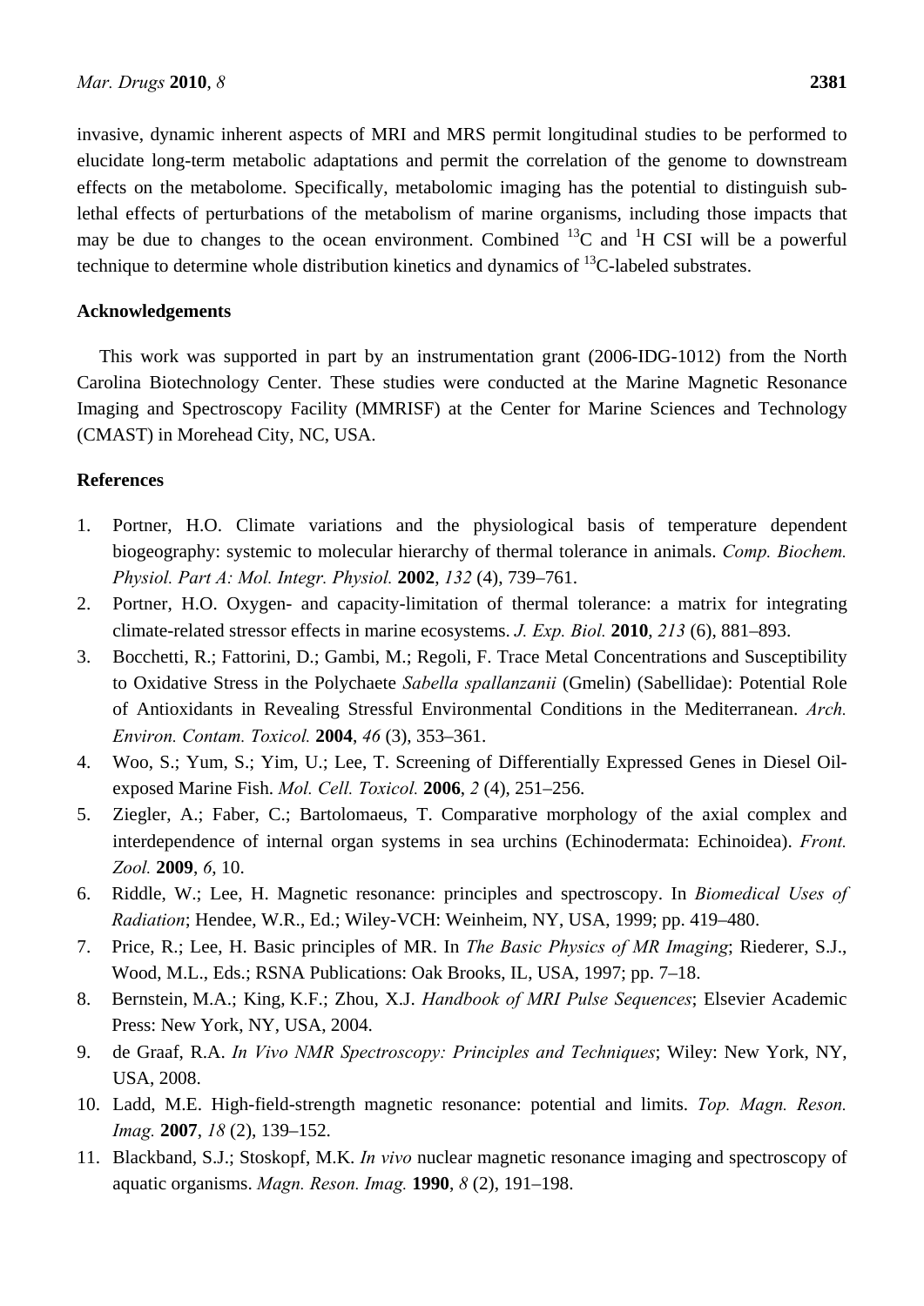invasive, dynamic inherent aspects of MRI and MRS permit longitudinal studies to be performed to elucidate long-term metabolic adaptations and permit the correlation of the genome to downstream effects on the metabolome. Specifically, metabolomic imaging has the potential to distinguish sub-lethal effects of perturbations of the metabolism of marine organisms, including those impacts that may be due to changes to the ocean environment. Combined $^{13}C$ and $^{1}H$ CSI will be a powerful technique to determine whole distribution kinetics and dynamics of $^{13}C$-labeled substrates.

## Acknowledgements

This work was supported in part by an instrumentation grant (2006-IDG-1012) from the North Carolina Biotechnology Center. These studies were conducted at the Marine Magnetic Resonance Imaging and Spectroscopy Facility (MMRISF) at the Center for Marine Sciences and Technology (CMAST) in Morehead City, NC, USA.

## References

1. Portner, H.O. Climate variations and the physiological basis of temperature dependent biogeography: systemic to molecular hierarchy of thermal tolerance in animals. *Comp. Biochem. Physiol. Part A: Mol. Integr. Physiol.* **2002**, *132* (4), 739–761.
2. Portner, H.O. Oxygen- and capacity-limitation of thermal tolerance: a matrix for integrating climate-related stressor effects in marine ecosystems. *J. Exp. Biol.* **2010**, *213* (6), 881–893.
3. Bocchetti, R.; Fattorini, D.; Gambi, M.; Regoli, F. Trace Metal Concentrations and Susceptibility to Oxidative Stress in the Polychaete *Sabella spallanzanii* (Gmelin) (Sabellidae): Potential Role of Antioxidants in Revealing Stressful Environmental Conditions in the Mediterranean. *Arch. Environ. Contam. Toxicol.* **2004**, *46* (3), 353–361.
4. Woo, S.; Yum, S.; Yim, U.; Lee, T. Screening of Differentially Expressed Genes in Diesel Oil-exposed Marine Fish. *Mol. Cell. Toxicol.* **2006**, *2* (4), 251–256.
5. Ziegler, A.; Faber, C.; Bartolomaeus, T. Comparative morphology of the axial complex and interdependence of internal organ systems in sea urchins (Echinodermata: Echinoidea). *Front. Zool.* **2009**, *6*, 10.
6. Riddle, W.; Lee, H. Magnetic resonance: principles and spectroscopy. In *Biomedical Uses of Radiation*; Hendee, W.R., Ed.; Wiley-VCH: Weinheim, NY, USA, 1999; pp. 419–480.
7. Price, R.; Lee, H. Basic principles of MR. In *The Basic Physics of MR Imaging*; Riederer, S.J., Wood, M.L., Eds.; RSNA Publications: Oak Brooks, IL, USA, 1997; pp. 7–18.
8. Bernstein, M.A.; King, K.F.; Zhou, X.J. *Handbook of MRI Pulse Sequences*; Elsevier Academic Press: New York, NY, USA, 2004.
9. de Graaf, R.A. *In Vivo NMR Spectroscopy: Principles and Techniques*; Wiley: New York, NY, USA, 2008.
10. Ladd, M.E. High-field-strength magnetic resonance: potential and limits. *Top. Magn. Reson. Imag.* **2007**, *18* (2), 139–152.
11. Blackband, S.J.; Stoskopf, M.K. *In vivo* nuclear magnetic resonance imaging and spectroscopy of aquatic organisms. *Magn. Reson. Imag.* **1990**, *8* (2), 191–198.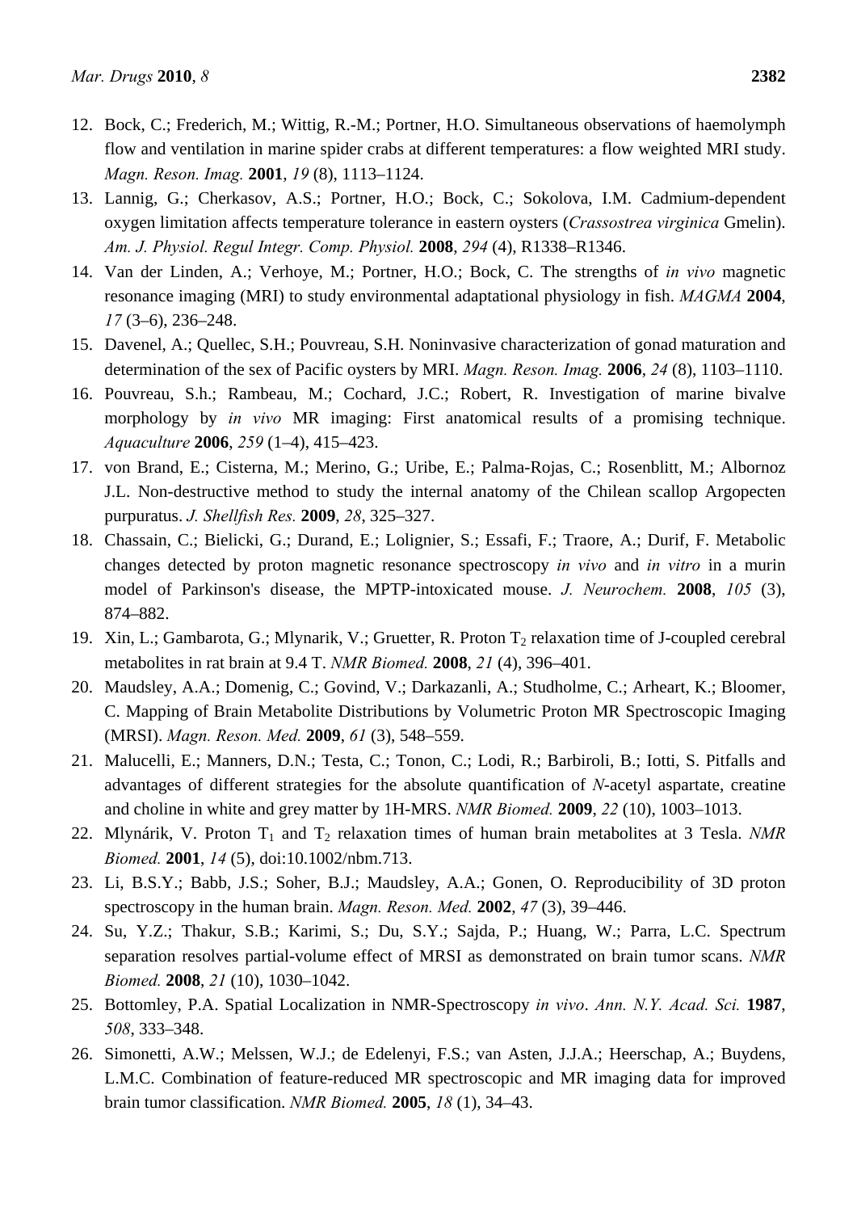12. Bock, C.; Frederich, M.; Wittig, R.-M.; Portner, H.O. Simultaneous observations of haemolymph flow and ventilation in marine spider crabs at different temperatures: a flow weighted MRI study. *Magn. Reson. Imag.* **2001**, *19* (8), 1113–1124.
13. Lannig, G.; Cherkasov, A.S.; Portner, H.O.; Bock, C.; Sokolova, I.M. Cadmium-dependent oxygen limitation affects temperature tolerance in eastern oysters (*Crassostrea virginica* Gmelin). *Am. J. Physiol. Regul Integr. Comp. Physiol.* **2008**, *294* (4), R1338–R1346.
14. Van der Linden, A.; Verhoye, M.; Portner, H.O.; Bock, C. The strengths of *in vivo* magnetic resonance imaging (MRI) to study environmental adaptational physiology in fish. *MAGMA* **2004**, *17* (3–6), 236–248.
15. Davenel, A.; Quellec, S.H.; Pouvreau, S.H. Noninvasive characterization of gonad maturation and determination of the sex of Pacific oysters by MRI. *Magn. Reson. Imag.* **2006**, *24* (8), 1103–1110.
16. Pouvreau, S.h.; Rambeau, M.; Cochard, J.C.; Robert, R. Investigation of marine bivalve morphology by *in vivo* MR imaging: First anatomical results of a promising technique. *Aquaculture* **2006**, *259* (1–4), 415–423.
17. von Brand, E.; Cisterna, M.; Merino, G.; Uribe, E.; Palma-Rojas, C.; Rosenblitt, M.; Albornoz J.L. Non-destructive method to study the internal anatomy of the Chilean scallop Argopecten purpuratus. *J. Shellfish Res.* **2009**, *28*, 325–327.
18. Chassain, C.; Bielicki, G.; Durand, E.; Lolignier, S.; Essafi, F.; Traore, A.; Durif, F. Metabolic changes detected by proton magnetic resonance spectroscopy *in vivo* and *in vitro* in a murin model of Parkinson's disease, the MPTP-intoxicated mouse. *J. Neurochem.* **2008**, *105* (3), 874–882.
19. Xin, L.; Gambarota, G.; Mlynarik, V.; Gruetter, R. Proton $T_2$ relaxation time of J-coupled cerebral metabolites in rat brain at 9.4 T. *NMR Biomed.* **2008**, *21* (4), 396–401.
20. Maudsley, A.A.; Domenig, C.; Govind, V.; Darkazanli, A.; Studholme, C.; Arheart, K.; Bloomer, C. Mapping of Brain Metabolite Distributions by Volumetric Proton MR Spectroscopic Imaging (MRSI). *Magn. Reson. Med.* **2009**, *61* (3), 548–559.
21. Malucelli, E.; Manners, D.N.; Testa, C.; Tonon, C.; Lodi, R.; Barbiroli, B.; Iotti, S. Pitfalls and advantages of different strategies for the absolute quantification of *N*-acetyl aspartate, creatine and choline in white and grey matter by 1H-MRS. *NMR Biomed.* **2009**, *22* (10), 1003–1013.
22. Mlynárik, V. Proton $T_1$ and $T_2$ relaxation times of human brain metabolites at 3 Tesla. *NMR Biomed.* **2001**, *14* (5), doi:10.1002/nbm.713.
23. Li, B.S.Y.; Babb, J.S.; Soher, B.J.; Maudsley, A.A.; Gonen, O. Reproducibility of 3D proton spectroscopy in the human brain. *Magn. Reson. Med.* **2002**, *47* (3), 39–446.
24. Su, Y.Z.; Thakur, S.B.; Karimi, S.; Du, S.Y.; Sajda, P.; Huang, W.; Parra, L.C. Spectrum separation resolves partial-volume effect of MRSI as demonstrated on brain tumor scans. *NMR Biomed.* **2008**, *21* (10), 1030–1042.
25. Bottomley, P.A. Spatial Localization in NMR-Spectroscopy *in vivo*. *Ann. N.Y. Acad. Sci.* **1987**, *508*, 333–348.
26. Simonetti, A.W.; Melssen, W.J.; de Edelenyi, F.S.; van Asten, J.J.A.; Heerschap, A.; Buydens, L.M.C. Combination of feature-reduced MR spectroscopic and MR imaging data for improved brain tumor classification. *NMR Biomed.* **2005**, *18* (1), 34–43.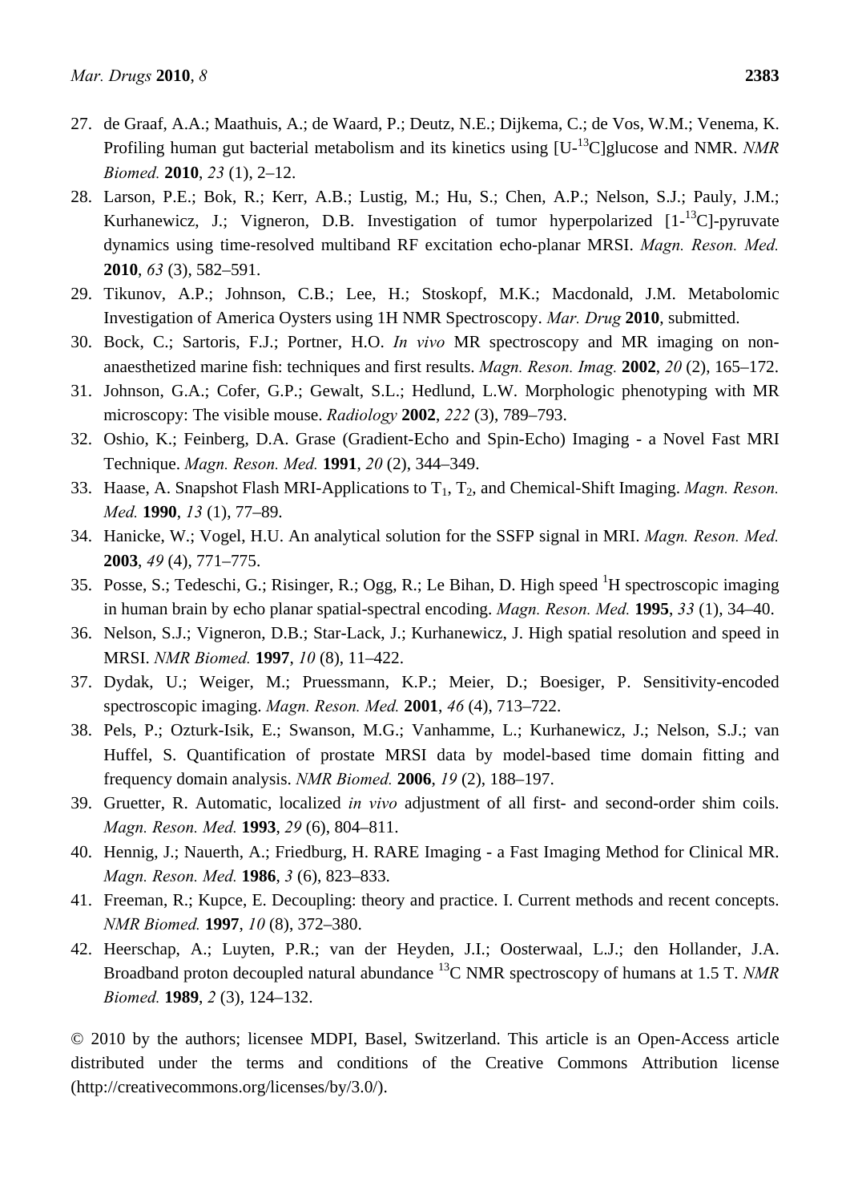27. de Graaf, A.A.; Maathuis, A.; de Waard, P.; Deutz, N.E.; Dijkema, C.; de Vos, W.M.; Venema, K. Profiling human gut bacterial metabolism and its kinetics using [U-$^{13}$C]glucose and NMR. *NMR Biomed.* **2010**, *23* (1), 2–12.
28. Larson, P.E.; Bok, R.; Kerr, A.B.; Lustig, M.; Hu, S.; Chen, A.P.; Nelson, S.J.; Pauly, J.M.; Kurhanewicz, J.; Vigneron, D.B. Investigation of tumor hyperpolarized [1-$^{13}$C]-pyruvate dynamics using time-resolved multiband RF excitation echo-planar MRSI. *Magn. Reson. Med.* **2010**, *63* (3), 582–591.
29. Tikunov, A.P.; Johnson, C.B.; Lee, H.; Stoskopf, M.K.; Macdonald, J.M. Metabolomic Investigation of America Oysters using 1H NMR Spectroscopy. *Mar. Drug* **2010**, submitted.
30. Bock, C.; Sartoris, F.J.; Portner, H.O. *In vivo* MR spectroscopy and MR imaging on non-anaesthetized marine fish: techniques and first results. *Magn. Reson. Imag.* **2002**, *20* (2), 165–172.
31. Johnson, G.A.; Cofer, G.P.; Gewalt, S.L.; Hedlund, L.W. Morphologic phenotyping with MR microscopy: The visible mouse. *Radiology* **2002**, *222* (3), 789–793.
32. Oshio, K.; Feinberg, D.A. Grase (Gradient-Echo and Spin-Echo) Imaging - a Novel Fast MRI Technique. *Magn. Reson. Med.* **1991**, *20* (2), 344–349.
33. Haase, A. Snapshot Flash MRI-Applications to $T_1$, $T_2$, and Chemical-Shift Imaging. *Magn. Reson. Med.* **1990**, *13* (1), 77–89.
34. Hanicke, W.; Vogel, H.U. An analytical solution for the SSFP signal in MRI. *Magn. Reson. Med.* **2003**, *49* (4), 771–775.
35. Posse, S.; Tedeschi, G.; Risinger, R.; Ogg, R.; Le Bihan, D. High speed $^{1}$H spectroscopic imaging in human brain by echo planar spatial-spectral encoding. *Magn. Reson. Med.* **1995**, *33* (1), 34–40.
36. Nelson, S.J.; Vigneron, D.B.; Star-Lack, J.; Kurhanewicz, J. High spatial resolution and speed in MRSI. *NMR Biomed.* **1997**, *10* (8), 11–422.
37. Dydak, U.; Weiger, M.; Pruessmann, K.P.; Meier, D.; Boesiger, P. Sensitivity-encoded spectroscopic imaging. *Magn. Reson. Med.* **2001**, *46* (4), 713–722.
38. Pels, P.; Ozturk-Isik, E.; Swanson, M.G.; Vanhamme, L.; Kurhanewicz, J.; Nelson, S.J.; van Huffel, S. Quantification of prostate MRSI data by model-based time domain fitting and frequency domain analysis. *NMR Biomed.* **2006**, *19* (2), 188–197.
39. Gruetter, R. Automatic, localized *in vivo* adjustment of all first- and second-order shim coils. *Magn. Reson. Med.* **1993**, *29* (6), 804–811.
40. Hennig, J.; Nauerth, A.; Friedburg, H. RARE Imaging - a Fast Imaging Method for Clinical MR. *Magn. Reson. Med.* **1986**, *3* (6), 823–833.
41. Freeman, R.; Kupce, E. Decoupling: theory and practice. I. Current methods and recent concepts. *NMR Biomed.* **1997**, *10* (8), 372–380.
42. Heerschap, A.; Luyten, P.R.; van der Heyden, J.I.; Oosterwaal, L.J.; den Hollander, J.A. Broadband proton decoupled natural abundance $^{13}$C NMR spectroscopy of humans at 1.5 T. *NMR Biomed.* **1989**, *2* (3), 124–132.

© 2010 by the authors; licensee MDPI, Basel, Switzerland. This article is an Open-Access article distributed under the terms and conditions of the Creative Commons Attribution license (http://creativecommons.org/licenses/by/3.0/).